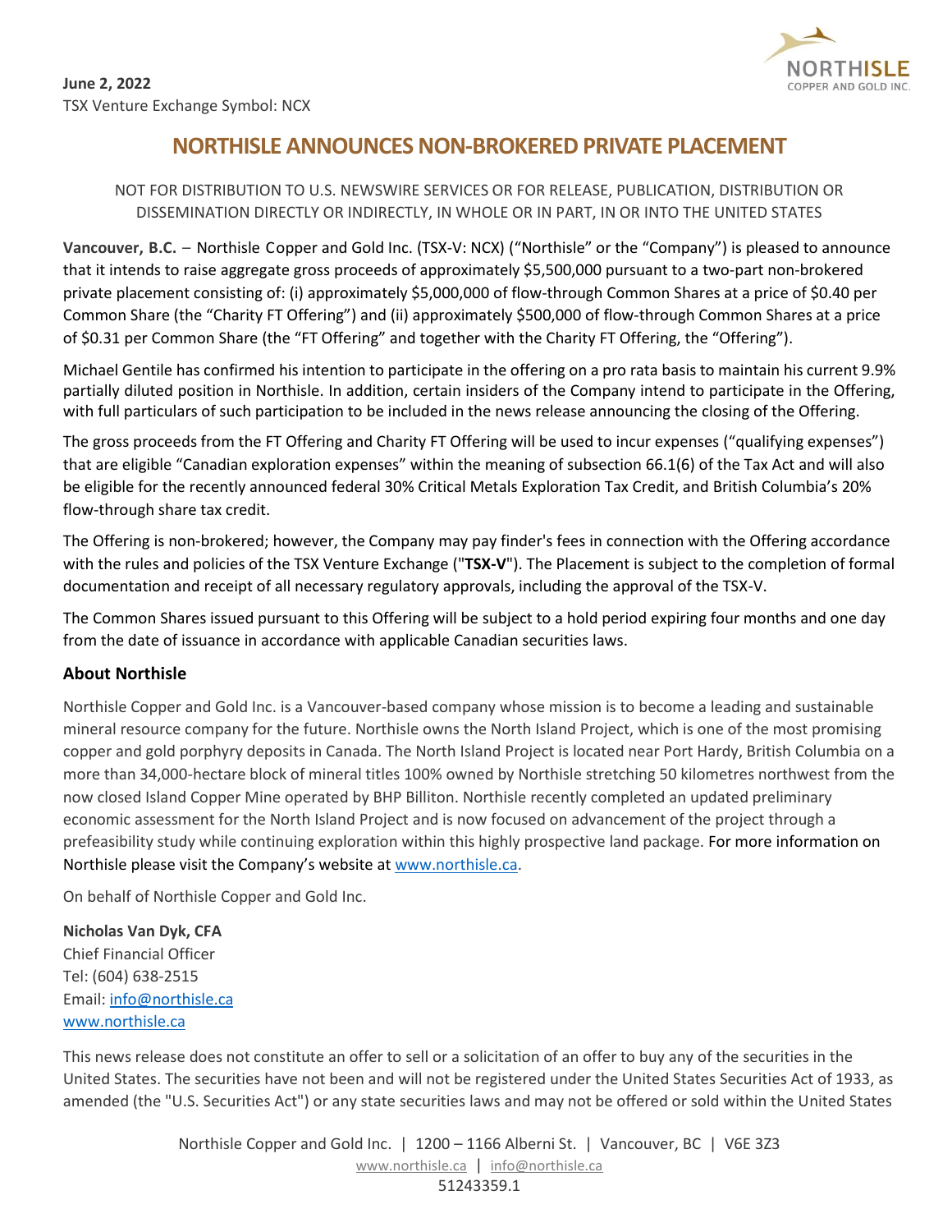**June 2, 2022**
TSX Venture Exchange Symbol: NCX

# NORTHISLE ANNOUNCES NON-BROKERED PRIVATE PLACEMENT

NOT FOR DISTRIBUTION TO U.S. NEWSWIRE SERVICES OR FOR RELEASE, PUBLICATION, DISTRIBUTION OR DISSEMINATION DIRECTLY OR INDIRECTLY, IN WHOLE OR IN PART, IN OR INTO THE UNITED STATES

**Vancouver, B.C.** – Northisle Copper and Gold Inc. (TSX-V: NCX) ("Northisle" or the "Company") is pleased to announce that it intends to raise aggregate gross proceeds of approximately $5,500,000 pursuant to a two-part non-brokered private placement consisting of: (i) approximately $5,000,000 of flow-through Common Shares at a price of $0.40 per Common Share (the "Charity FT Offering") and (ii) approximately $500,000 of flow-through Common Shares at a price of $0.31 per Common Share (the "FT Offering" and together with the Charity FT Offering, the "Offering").

Michael Gentile has confirmed his intention to participate in the offering on a pro rata basis to maintain his current 9.9% partially diluted position in Northisle. In addition, certain insiders of the Company intend to participate in the Offering, with full particulars of such participation to be included in the news release announcing the closing of the Offering.

The gross proceeds from the FT Offering and Charity FT Offering will be used to incur expenses ("qualifying expenses") that are eligible "Canadian exploration expenses" within the meaning of subsection 66.1(6) of the Tax Act and will also be eligible for the recently announced federal 30% Critical Metals Exploration Tax Credit, and British Columbia's 20% flow-through share tax credit.

The Offering is non-brokered; however, the Company may pay finder's fees in connection with the Offering accordance with the rules and policies of the TSX Venture Exchange ("**TSX-V**"). The Placement is subject to the completion of formal documentation and receipt of all necessary regulatory approvals, including the approval of the TSX-V.

The Common Shares issued pursuant to this Offering will be subject to a hold period expiring four months and one day from the date of issuance in accordance with applicable Canadian securities laws.

## About Northisle

Northisle Copper and Gold Inc. is a Vancouver-based company whose mission is to become a leading and sustainable mineral resource company for the future. Northisle owns the North Island Project, which is one of the most promising copper and gold porphyry deposits in Canada. The North Island Project is located near Port Hardy, British Columbia on a more than 34,000-hectare block of mineral titles 100% owned by Northisle stretching 50 kilometres northwest from the now closed Island Copper Mine operated by BHP Billiton. Northisle recently completed an updated preliminary economic assessment for the North Island Project and is now focused on advancement of the project through a prefeasibility study while continuing exploration within this highly prospective land package. For more information on Northisle please visit the Company's website at www.northisle.ca.

On behalf of Northisle Copper and Gold Inc.

**Nicholas Van Dyk, CFA**
Chief Financial Officer
Tel: (604) 638-2515
Email: info@northisle.ca
www.northisle.ca

This news release does not constitute an offer to sell or a solicitation of an offer to buy any of the securities in the United States. The securities have not been and will not be registered under the United States Securities Act of 1933, as amended (the "U.S. Securities Act") or any state securities laws and may not be offered or sold within the United States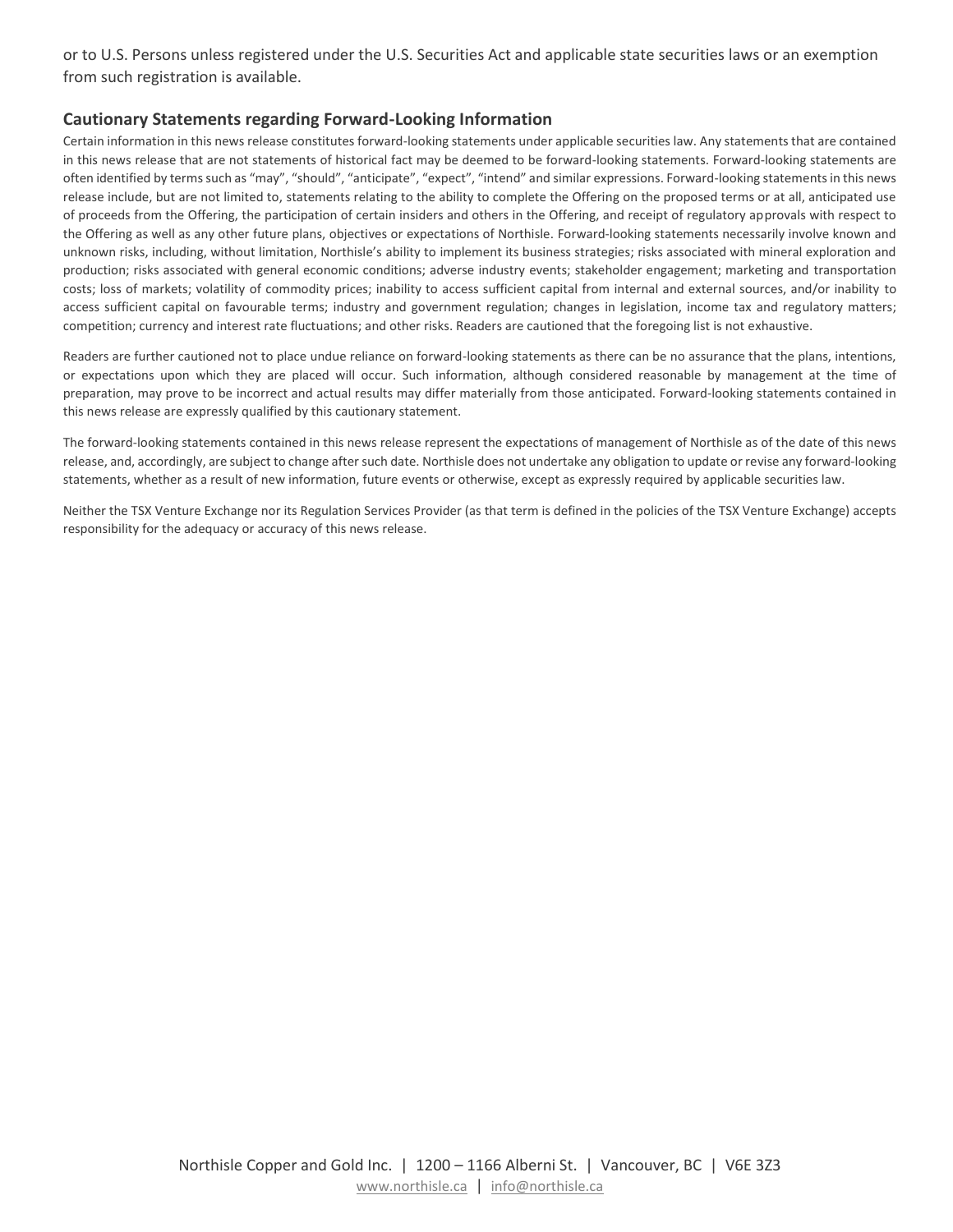or to U.S. Persons unless registered under the U.S. Securities Act and applicable state securities laws or an exemption from such registration is available.

### Cautionary Statements regarding Forward-Looking Information

Certain information in this news release constitutes forward-looking statements under applicable securities law. Any statements that are contained in this news release that are not statements of historical fact may be deemed to be forward-looking statements. Forward-looking statements are often identified by terms such as "may", "should", "anticipate", "expect", "intend" and similar expressions. Forward-looking statements in this news release include, but are not limited to, statements relating to the ability to complete the Offering on the proposed terms or at all, anticipated use of proceeds from the Offering, the participation of certain insiders and others in the Offering, and receipt of regulatory approvals with respect to the Offering as well as any other future plans, objectives or expectations of Northisle. Forward-looking statements necessarily involve known and unknown risks, including, without limitation, Northisle's ability to implement its business strategies; risks associated with mineral exploration and production; risks associated with general economic conditions; adverse industry events; stakeholder engagement; marketing and transportation costs; loss of markets; volatility of commodity prices; inability to access sufficient capital from internal and external sources, and/or inability to access sufficient capital on favourable terms; industry and government regulation; changes in legislation, income tax and regulatory matters; competition; currency and interest rate fluctuations; and other risks. Readers are cautioned that the foregoing list is not exhaustive.

Readers are further cautioned not to place undue reliance on forward-looking statements as there can be no assurance that the plans, intentions, or expectations upon which they are placed will occur. Such information, although considered reasonable by management at the time of preparation, may prove to be incorrect and actual results may differ materially from those anticipated. Forward-looking statements contained in this news release are expressly qualified by this cautionary statement.

The forward-looking statements contained in this news release represent the expectations of management of Northisle as of the date of this news release, and, accordingly, are subject to change after such date. Northisle does not undertake any obligation to update or revise any forward-looking statements, whether as a result of new information, future events or otherwise, except as expressly required by applicable securities law.

Neither the TSX Venture Exchange nor its Regulation Services Provider (as that term is defined in the policies of the TSX Venture Exchange) accepts responsibility for the adequacy or accuracy of this news release.